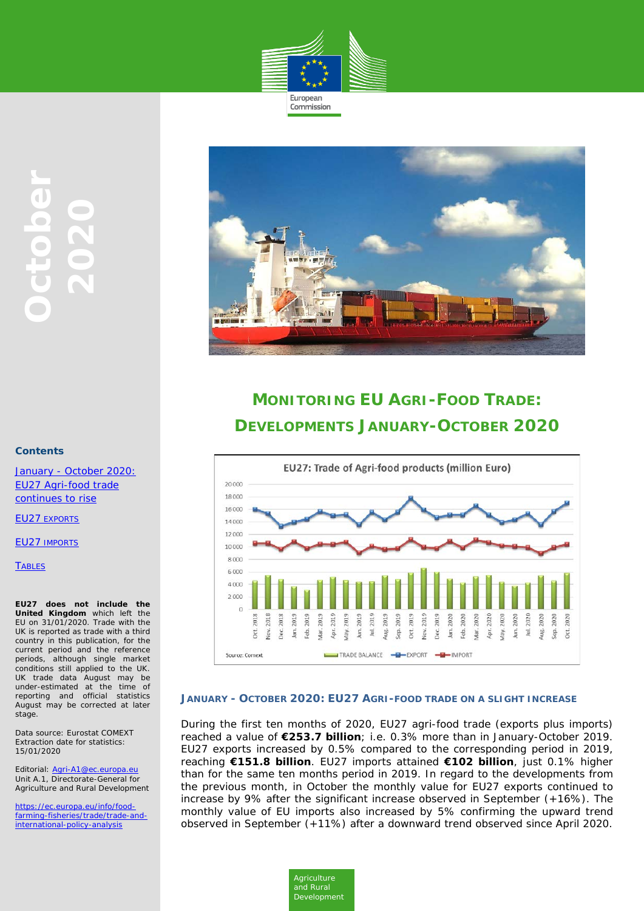October 2020

# MONITORING EU AGRI-FOOD TRADE: DEVELOPMENTS JANUARY-OCTOBER 2020

EU27: Trade of Agri-food products (million Euro)

Source: Comext

**Contents**

January - October 2020: EU27 Agri-food trade continues to rise

EU27 EXPORTS

EU27 IMPORTS

TABLES

**EU27 does not include the United Kingdom** which left the EU on 31/01/2020. Trade with the UK is reported as trade with a third country in this publication, for the current period and the reference periods, although single market conditions still applied to the UK. UK trade data August may be under-estimated at the time of reporting and official statistics August may be corrected at later stage.

Data source: Eurostat COMEXT
Extraction date for statistics: 15/01/2020

Editorial: Agri-A1@ec.europa.eu
Unit A.1, Directorate-General for Agriculture and Rural Development

https://ec.europa.eu/info/food-farming-fisheries/trade/trade-and-international-policy-analysis

## JANUARY - OCTOBER 2020: EU27 AGRI-FOOD TRADE ON A SLIGHT INCREASE

During the first ten months of 2020, EU27 agri-food trade (exports plus imports) reached a value of **€253.7 billion**; i.e. 0.3% more than in January-October 2019. EU27 exports increased by 0.5% compared to the corresponding period in 2019, reaching **€151.8 billion**. EU27 imports attained **€102 billion**, just 0.1% higher than for the same ten months period in 2019. In regard to the developments from the previous month, in October the monthly value for EU27 exports continued to increase by 9% after the significant increase observed in September (+16%). The monthly value of EU imports also increased by 5% confirming the upward trend observed in September (+11%) after a downward trend observed since April 2020.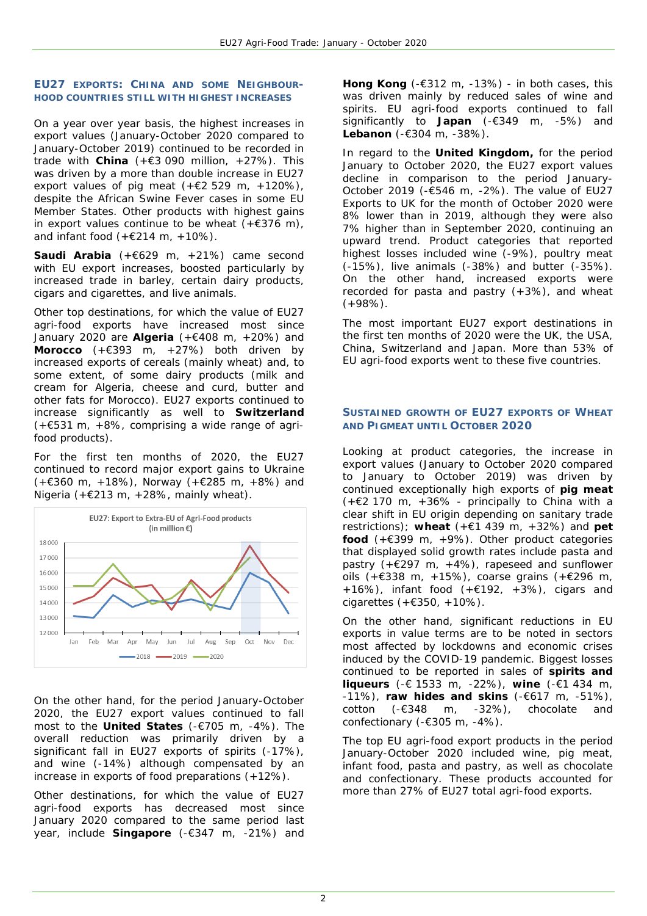## EU27 EXPORTS: CHINA AND SOME NEIGHBOURHOOD COUNTRIES STILL WITH HIGHEST INCREASES

On a year over year basis, the highest increases in export values (January-October 2020 compared to January-October 2019) continued to be recorded in trade with **China** (+€3 090 million, +27%). This was driven by a more than double increase in EU27 export values of pig meat (+€2 529 m, +120%), despite the African Swine Fever cases in some EU Member States. Other products with highest gains in export values continue to be wheat (+€376 m), and infant food (+€214 m, +10%).

**Saudi Arabia** (+€629 m, +21%) came second with EU export increases, boosted particularly by increased trade in barley, certain dairy products, cigars and cigarettes, and live animals.

Other top destinations, for which the value of EU27 agri-food exports have increased most since January 2020 are **Algeria** (+€408 m, +20%) and **Morocco** (+€393 m, +27%) both driven by increased exports of cereals (mainly wheat) and, to some extent, of some dairy products (milk and cream for Algeria, cheese and curd, butter and other fats for Morocco). EU27 exports continued to increase significantly as well to **Switzerland** (+€531 m, +8%, comprising a wide range of agri-food products).

For the first ten months of 2020, the EU27 continued to record major export gains to Ukraine (+€360 m, +18%), Norway (+€285 m, +8%) and Nigeria (+€213 m, +28%, mainly wheat).

EU27: Export to Extra-EU of Agri-Food products (in million €)

On the other hand, for the period January-October 2020, the EU27 export values continued to fall most to the **United States** (-€705 m, -4%). The overall reduction was primarily driven by a significant fall in EU27 exports of spirits (-17%), and wine (-14%) although compensated by an increase in exports of food preparations (+12%).

Other destinations, for which the value of EU27 agri-food exports has decreased most since January 2020 compared to the same period last year, include **Singapore** (-€347 m, -21%) and **Hong Kong** (-€312 m, -13%) - in both cases, this was driven mainly by reduced sales of wine and spirits. EU agri-food exports continued to fall significantly to **Japan** (-€349 m, -5%) and **Lebanon** (-€304 m, -38%).

In regard to the **United Kingdom,** for the period January to October 2020, the EU27 export values decline in comparison to the period January-October 2019 (-€546 m, -2%). The value of EU27 Exports to UK for the month of October 2020 were 8% lower than in 2019, although they were also 7% higher than in September 2020, continuing an upward trend. Product categories that reported highest losses included wine (-9%), poultry meat (-15%), live animals (-38%) and butter (-35%). On the other hand, increased exports were recorded for pasta and pastry (+3%), and wheat (+98%).

The most important EU27 export destinations in the first ten months of 2020 were the UK, the USA, China, Switzerland and Japan. More than 53% of EU agri-food exports went to these five countries.

## SUSTAINED GROWTH OF EU27 EXPORTS OF WHEAT AND PIGMEAT UNTIL OCTOBER 2020

Looking at product categories, the increase in export values (January to October 2020 compared to January to October 2019) was driven by continued exceptionally high exports of **pig meat** (+€2 170 m, +36% - principally to China with a clear shift in EU origin depending on sanitary trade restrictions); **wheat** (+€1 439 m, +32%) and **pet food** (+€399 m, +9%). Other product categories that displayed solid growth rates include pasta and pastry (+€297 m, +4%), rapeseed and sunflower oils (+€338 m, +15%), coarse grains (+€296 m, +16%), infant food (+€192, +3%), cigars and cigarettes (+€350, +10%).

On the other hand, significant reductions in EU exports in value terms are to be noted in sectors most affected by lockdowns and economic crises induced by the COVID-19 pandemic. Biggest losses continued to be reported in sales of **spirits and liqueurs** (-€ 1533 m, -22%), **wine** (-€1 434 m, -11%), **raw hides and skins** (-€617 m, -51%), cotton (-€348 m, -32%), chocolate and confectionary (-€305 m, -4%).

The top EU agri-food export products in the period January-October 2020 included wine, pig meat, infant food, pasta and pastry, as well as chocolate and confectionary. These products accounted for more than 27% of EU27 total agri-food exports.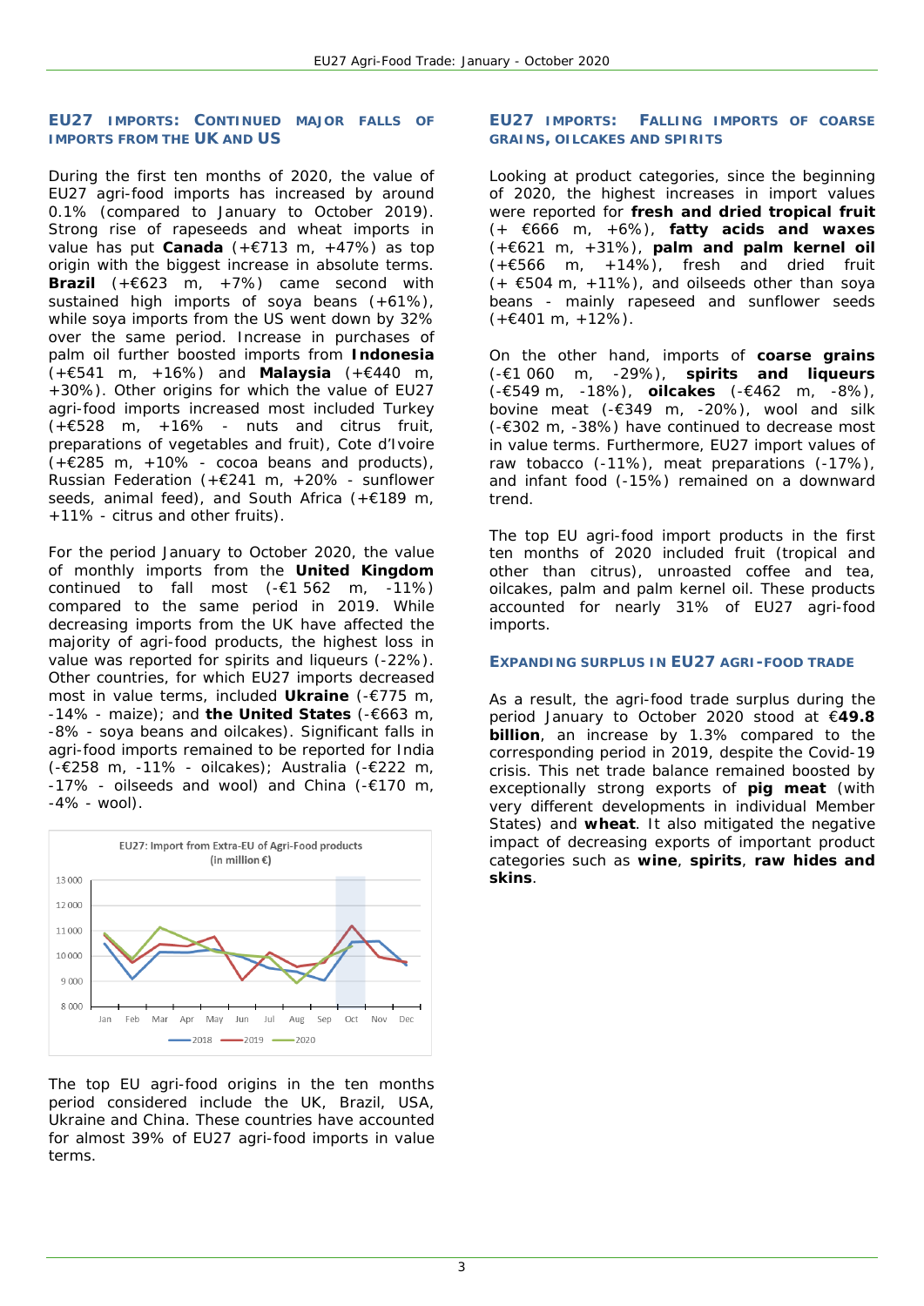## EU27 IMPORTS: CONTINUED MAJOR FALLS OF IMPORTS FROM THE UK AND US

During the first ten months of 2020, the value of EU27 agri-food imports has increased by around 0.1% (compared to January to October 2019). Strong rise of rapeseeds and wheat imports in value has put **Canada** (+€713 m, +47%) as top origin with the biggest increase in absolute terms. **Brazil** (+€623 m, +7%) came second with sustained high imports of soya beans (+61%), while soya imports from the US went down by 32% over the same period. Increase in purchases of palm oil further boosted imports from **Indonesia** (+€541 m, +16%) and **Malaysia** (+€440 m, +30%). Other origins for which the value of EU27 agri-food imports increased most included Turkey (+€528 m, +16% - nuts and citrus fruit, preparations of vegetables and fruit), Cote d'Ivoire (+€285 m, +10% - cocoa beans and products), Russian Federation (+€241 m, +20% - sunflower seeds, animal feed), and South Africa (+€189 m, +11% - citrus and other fruits).

For the period January to October 2020, the value of monthly imports from the **United Kingdom** continued to fall most (-€1 562 m, -11%) compared to the same period in 2019. While decreasing imports from the UK have affected the majority of agri-food products, the highest loss in value was reported for spirits and liqueurs (-22%). Other countries, for which EU27 imports decreased most in value terms, included **Ukraine** (-€775 m, -14% - maize); and **the United States** (-€663 m, -8% - soya beans and oilcakes). Significant falls in agri-food imports remained to be reported for India (-€258 m, -11% - oilcakes); Australia (-€222 m, -17% - oilseeds and wool) and China (-€170 m, -4% - wool).

EU27: Import from Extra-EU of Agri-Food products (in million €)

The top EU agri-food origins in the ten months period considered include the UK, Brazil, USA, Ukraine and China. These countries have accounted for almost 39% of EU27 agri-food imports in value terms.

## EU27 IMPORTS: FALLING IMPORTS OF COARSE GRAINS, OILCAKES AND SPIRITS

Looking at product categories, since the beginning of 2020, the highest increases in import values were reported for **fresh and dried tropical fruit** (+ €666 m, +6%), **fatty acids and waxes** (+€621 m, +31%), **palm and palm kernel oil** (+€566 m, +14%), fresh and dried fruit (+ €504 m, +11%), and oilseeds other than soya beans - mainly rapeseed and sunflower seeds (+€401 m, +12%).

On the other hand, imports of **coarse grains** (-€1 060 m, -29%), **spirits and liqueurs** (-€549 m, -18%), **oilcakes** (-€462 m, -8%), bovine meat (-€349 m, -20%), wool and silk (-€302 m, -38%) have continued to decrease most in value terms. Furthermore, EU27 import values of raw tobacco (-11%), meat preparations (-17%), and infant food (-15%) remained on a downward trend.

The top EU agri-food import products in the first ten months of 2020 included fruit (tropical and other than citrus), unroasted coffee and tea, oilcakes, palm and palm kernel oil. These products accounted for nearly 31% of EU27 agri-food imports.

## EXPANDING SURPLUS IN EU27 AGRI-FOOD TRADE

As a result, the agri-food trade surplus during the period January to October 2020 stood at €**49.8 billion**, an increase by 1.3% compared to the corresponding period in 2019, despite the Covid-19 crisis. This net trade balance remained boosted by exceptionally strong exports of **pig meat** (with very different developments in individual Member States) and **wheat**. It also mitigated the negative impact of decreasing exports of important product categories such as **wine**, **spirits**, **raw hides and skins**.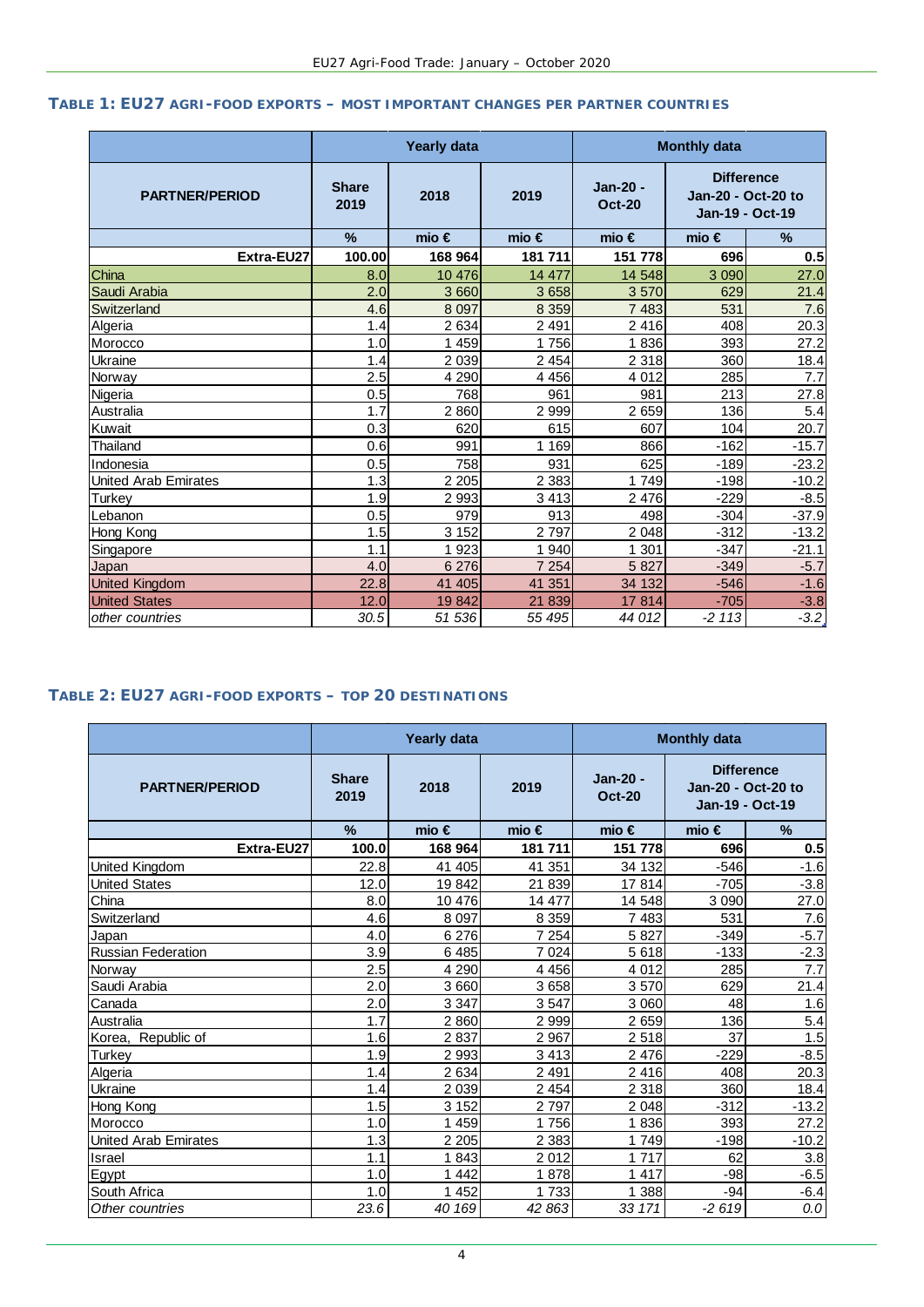### TABLE 1: EU27 AGRI-FOOD EXPORTS – MOST IMPORTANT CHANGES PER PARTNER COUNTRIES

| PARTNER/PERIOD | Yearly data | | | Monthly data | | |
|---|---|---|---|---|---|---|
| | Share 2019 | 2018 | 2019 | Jan-20 - Oct-20 | Difference Jan-20 - Oct-20 to Jan-19 - Oct-19 | |
| | % | mio € | mio € | mio € | mio € | % |
| **Extra-EU27** | **100.00** | **168 964** | **181 711** | **151 778** | **696** | **0.5** |
| China | 8.0 | 10 476 | 14 477 | 14 548 | 3 090 | 27.0 |
| Saudi Arabia | 2.0 | 3 660 | 3 658 | 3 570 | 629 | 21.4 |
| Switzerland | 4.6 | 8 097 | 8 359 | 7 483 | 531 | 7.6 |
| Algeria | 1.4 | 2 634 | 2 491 | 2 416 | 408 | 20.3 |
| Morocco | 1.0 | 1 459 | 1 756 | 1 836 | 393 | 27.2 |
| Ukraine | 1.4 | 2 039 | 2 454 | 2 318 | 360 | 18.4 |
| Norway | 2.5 | 4 290 | 4 456 | 4 012 | 285 | 7.7 |
| Nigeria | 0.5 | 768 | 961 | 981 | 213 | 27.8 |
| Australia | 1.7 | 2 860 | 2 999 | 2 659 | 136 | 5.4 |
| Kuwait | 0.3 | 620 | 615 | 607 | 104 | 20.7 |
| Thailand | 0.6 | 991 | 1 169 | 866 | -162 | -15.7 |
| Indonesia | 0.5 | 758 | 931 | 625 | -189 | -23.2 |
| United Arab Emirates | 1.3 | 2 205 | 2 383 | 1 749 | -198 | -10.2 |
| Turkey | 1.9 | 2 993 | 3 413 | 2 476 | -229 | -8.5 |
| Lebanon | 0.5 | 979 | 913 | 498 | -304 | -37.9 |
| Hong Kong | 1.5 | 3 152 | 2 797 | 2 048 | -312 | -13.2 |
| Singapore | 1.1 | 1 923 | 1 940 | 1 301 | -347 | -21.1 |
| Japan | 4.0 | 6 276 | 7 254 | 5 827 | -349 | -5.7 |
| United Kingdom | 22.8 | 41 405 | 41 351 | 34 132 | -546 | -1.6 |
| United States | 12.0 | 19 842 | 21 839 | 17 814 | -705 | -3.8 |
| *other countries* | *30.5* | *51 536* | *55 495* | *44 012* | *-2 113* | *-3.2* |

### TABLE 2: EU27 AGRI-FOOD EXPORTS – TOP 20 DESTINATIONS

| PARTNER/PERIOD | Yearly data | | | Monthly data | | |
|---|---|---|---|---|---|---|
| | Share 2019 | 2018 | 2019 | Jan-20 - Oct-20 | Difference Jan-20 - Oct-20 to Jan-19 - Oct-19 | |
| | % | mio € | mio € | mio € | mio € | % |
| **Extra-EU27** | **100.0** | **168 964** | **181 711** | **151 778** | **696** | **0.5** |
| United Kingdom | 22.8 | 41 405 | 41 351 | 34 132 | -546 | -1.6 |
| United States | 12.0 | 19 842 | 21 839 | 17 814 | -705 | -3.8 |
| China | 8.0 | 10 476 | 14 477 | 14 548 | 3 090 | 27.0 |
| Switzerland | 4.6 | 8 097 | 8 359 | 7 483 | 531 | 7.6 |
| Japan | 4.0 | 6 276 | 7 254 | 5 827 | -349 | -5.7 |
| Russian Federation | 3.9 | 6 485 | 7 024 | 5 618 | -133 | -2.3 |
| Norway | 2.5 | 4 290 | 4 456 | 4 012 | 285 | 7.7 |
| Saudi Arabia | 2.0 | 3 660 | 3 658 | 3 570 | 629 | 21.4 |
| Canada | 2.0 | 3 347 | 3 547 | 3 060 | 48 | 1.6 |
| Australia | 1.7 | 2 860 | 2 999 | 2 659 | 136 | 5.4 |
| Korea, Republic of | 1.6 | 2 837 | 2 967 | 2 518 | 37 | 1.5 |
| Turkey | 1.9 | 2 993 | 3 413 | 2 476 | -229 | -8.5 |
| Algeria | 1.4 | 2 634 | 2 491 | 2 416 | 408 | 20.3 |
| Ukraine | 1.4 | 2 039 | 2 454 | 2 318 | 360 | 18.4 |
| Hong Kong | 1.5 | 3 152 | 2 797 | 2 048 | -312 | -13.2 |
| Morocco | 1.0 | 1 459 | 1 756 | 1 836 | 393 | 27.2 |
| United Arab Emirates | 1.3 | 2 205 | 2 383 | 1 749 | -198 | -10.2 |
| Israel | 1.1 | 1 843 | 2 012 | 1 717 | 62 | 3.8 |
| Egypt | 1.0 | 1 442 | 1 878 | 1 417 | -98 | -6.5 |
| South Africa | 1.0 | 1 452 | 1 733 | 1 388 | -94 | -6.4 |
| *Other countries* | *23.6* | *40 169* | *42 863* | *33 171* | *-2 619* | *0.0* |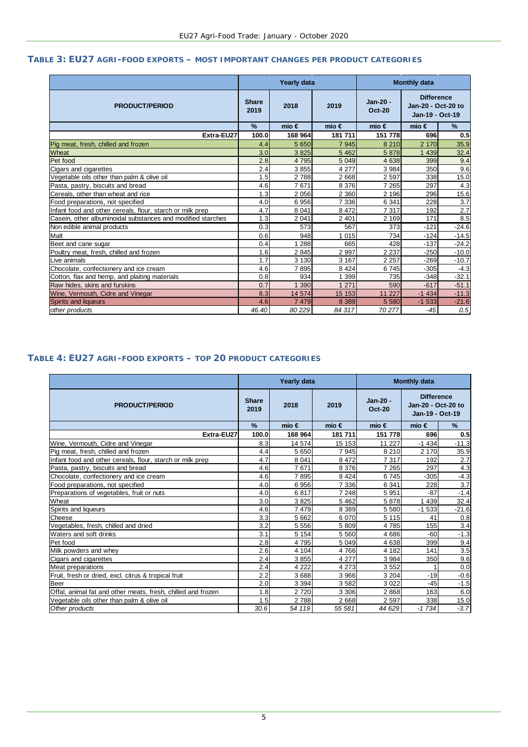## TABLE 3: EU27 AGRI-FOOD EXPORTS – MOST IMPORTANT CHANGES PER PRODUCT CATEGORIES

| | Yearly data | | | Monthly data | | |
|---|---|---|---|---|---|---|
| PRODUCT/PERIOD | Share 2019 | 2018 | 2019 | Jan-20 - Oct-20 | Difference Jan-20 - Oct-20 to Jan-19 - Oct-19 | |
| | % | mio € | mio € | mio € | mio € | % |
| **Extra-EU27** | **100.0** | **168 964** | **181 711** | **151 778** | **696** | **0.5** |
| Pig meat, fresh, chilled and frozen | 4.4 | 5 650 | 7 945 | 8 210 | 2 170 | 35.9 |
| Wheat | 3.0 | 3 825 | 5 462 | 5 878 | 1 439 | 32.4 |
| Pet food | 2.8 | 4 795 | 5 049 | 4 638 | 399 | 9.4 |
| Cigars and cigarettes | 2.4 | 3 855 | 4 277 | 3 984 | 350 | 9.6 |
| Vegetable oils other than palm & olive oil | 1.5 | 2 788 | 2 668 | 2 597 | 338 | 15.0 |
| Pasta, pastry, biscuits and bread | 4.6 | 7 671 | 8 376 | 7 265 | 297 | 4.3 |
| Cereals, other than wheat and rice | 1.3 | 2 056 | 2 360 | 2 196 | 296 | 15.6 |
| Food preparations, not specified | 4.0 | 6 956 | 7 336 | 6 341 | 228 | 3.7 |
| Infant food and other cereals, flour, starch or milk prep | 4.7 | 8 041 | 8 472 | 7 317 | 192 | 2.7 |
| Casein, other albuminoidal substances and modified starches | 1.3 | 2 041 | 2 401 | 2 169 | 171 | 8.5 |
| Non edible animal products | 0.3 | 573 | 567 | 373 | -121 | -24.6 |
| Malt | 0.6 | 948 | 1 015 | 734 | -124 | -14.5 |
| Beet and cane sugar | 0.4 | 1 288 | 665 | 428 | -137 | -24.2 |
| Poultry meat, fresh, chilled and frozen | 1.6 | 2 845 | 2 997 | 2 237 | -250 | -10.0 |
| Live animals | 1.7 | 3 130 | 3 167 | 2 257 | -269 | -10.7 |
| Chocolate, confectionery and ice cream | 4.6 | 7 895 | 8 424 | 6 745 | -305 | -4.3 |
| Cotton, flax and hemp, and plaiting materials | 0.8 | 934 | 1 399 | 735 | -348 | -32.1 |
| Raw hides, skins and furskins | 0.7 | 1 390 | 1 271 | 590 | -617 | -51.1 |
| Wine, Vermouth, Cidre and Vinegar | 8.3 | 14 574 | 15 153 | 11 227 | -1 434 | -11.3 |
| Spirits and liqueurs | 4.6 | 7 479 | 8 389 | 5 580 | -1 533 | -21.6 |
| *other products* | *46.40* | *80 229* | *84 317* | *70 277* | *-45* | *0.5* |

## TABLE 4: EU27 AGRI-FOOD EXPORTS – TOP 20 PRODUCT CATEGORIES

| | Yearly data | | | Monthly data | | |
|---|---|---|---|---|---|---|
| PRODUCT/PERIOD | Share 2019 | 2018 | 2019 | Jan-20 - Oct-20 | Difference Jan-20 - Oct-20 to Jan-19 - Oct-19 | |
| | % | mio € | mio € | mio € | mio € | % |
| **Extra-EU27** | **100.0** | **168 964** | **181 711** | **151 778** | **696** | **0.5** |
| Wine, Vermouth, Cidre and Vinegar | 8.3 | 14 574 | 15 153 | 11 227 | -1 434 | -11.3 |
| Pig meat, fresh, chilled and frozen | 4.4 | 5 650 | 7 945 | 8 210 | 2 170 | 35.9 |
| Infant food and other cereals, flour, starch or milk prep | 4.7 | 8 041 | 8 472 | 7 317 | 192 | 2.7 |
| Pasta, pastry, biscuits and bread | 4.6 | 7 671 | 8 376 | 7 265 | 297 | 4.3 |
| Chocolate, confectionery and ice cream | 4.6 | 7 895 | 8 424 | 6 745 | -305 | -4.3 |
| Food preparations, not specified | 4.0 | 6 956 | 7 336 | 6 341 | 228 | 3.7 |
| Preparations of vegetables, fruit or nuts | 4.0 | 6 817 | 7 248 | 5 951 | -87 | -1.4 |
| Wheat | 3.0 | 3 825 | 5 462 | 5 878 | 1 439 | 32.4 |
| Spirits and liqueurs | 4.6 | 7 479 | 8 389 | 5 580 | -1 533 | -21.6 |
| Cheese | 3.3 | 5 662 | 6 070 | 5 115 | 41 | 0.8 |
| Vegetables, fresh, chilled and dried | 3.2 | 5 556 | 5 809 | 4 785 | 155 | 3.4 |
| Waters and soft drinks | 3.1 | 5 154 | 5 560 | 4 686 | -60 | -1.3 |
| Pet food | 2.8 | 4 795 | 5 049 | 4 638 | 399 | 9.4 |
| Milk powders and whey | 2.6 | 4 104 | 4 766 | 4 182 | 141 | 3.5 |
| Cigars and cigarettes | 2.4 | 3 855 | 4 277 | 3 984 | 350 | 9.6 |
| Meat preparations | 2.4 | 4 222 | 4 273 | 3 552 | 1 | 0.0 |
| Fruit, fresh or dried, excl. citrus & tropical fruit | 2.2 | 3 688 | 3 966 | 3 204 | -19 | -0.6 |
| Beer | 2.0 | 3 394 | 3 582 | 3 022 | -45 | -1.5 |
| Offal, animal fat and other meats, fresh, chilled and frozen | 1.8 | 2 720 | 3 306 | 2 868 | 163 | 6.0 |
| Vegetable oils other than palm & olive oil | 1.5 | 2 788 | 2 668 | 2 597 | 338 | 15.0 |
| *Other products* | *30.6* | *54 119* | *55 581* | *44 629* | *-1 734* | *-3.7* |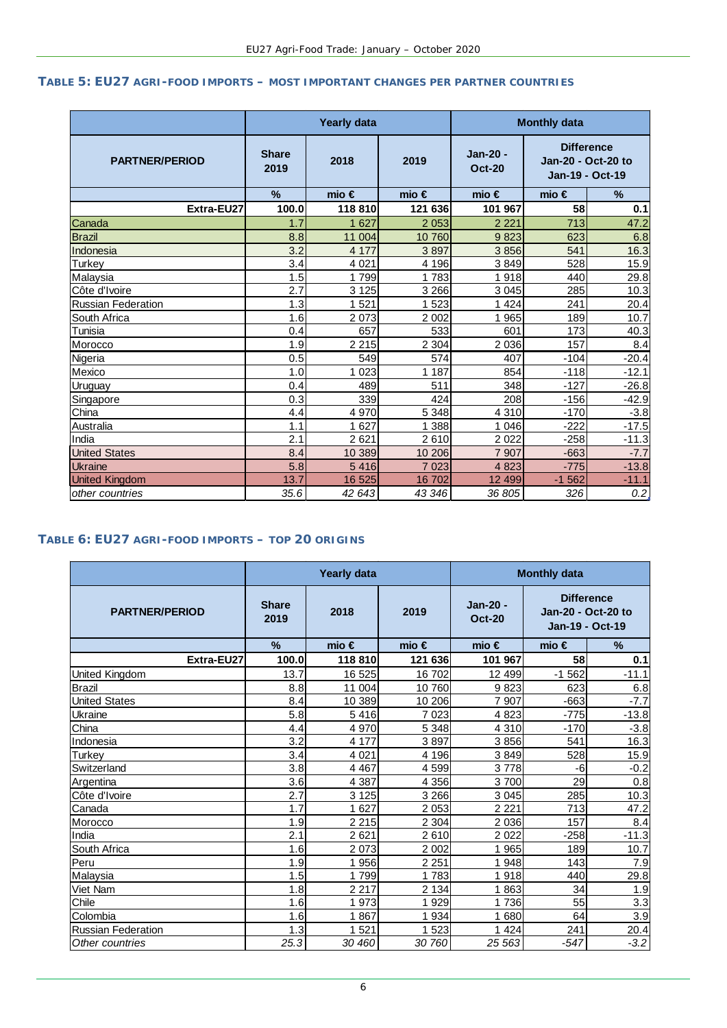### TABLE 5: EU27 AGRI-FOOD IMPORTS – MOST IMPORTANT CHANGES PER PARTNER COUNTRIES

| PARTNER/PERIOD | Yearly data | | | Monthly data | | |
|---|---|---|---|---|---|---|
| | Share 2019 | 2018 | 2019 | Jan-20 - Oct-20 | Difference Jan-20 - Oct-20 to Jan-19 - Oct-19 | |
| | % | mio € | mio € | mio € | mio € | % |
| **Extra-EU27** | **100.0** | **118 810** | **121 636** | **101 967** | **58** | **0.1** |
| Canada | 1.7 | 1 627 | 2 053 | 2 221 | 713 | 47.2 |
| Brazil | 8.8 | 11 004 | 10 760 | 9 823 | 623 | 6.8 |
| Indonesia | 3.2 | 4 177 | 3 897 | 3 856 | 541 | 16.3 |
| Turkey | 3.4 | 4 021 | 4 196 | 3 849 | 528 | 15.9 |
| Malaysia | 1.5 | 1 799 | 1 783 | 1 918 | 440 | 29.8 |
| Côte d'Ivoire | 2.7 | 3 125 | 3 266 | 3 045 | 285 | 10.3 |
| Russian Federation | 1.3 | 1 521 | 1 523 | 1 424 | 241 | 20.4 |
| South Africa | 1.6 | 2 073 | 2 002 | 1 965 | 189 | 10.7 |
| Tunisia | 0.4 | 657 | 533 | 601 | 173 | 40.3 |
| Morocco | 1.9 | 2 215 | 2 304 | 2 036 | 157 | 8.4 |
| Nigeria | 0.5 | 549 | 574 | 407 | -104 | -20.4 |
| Mexico | 1.0 | 1 023 | 1 187 | 854 | -118 | -12.1 |
| Uruguay | 0.4 | 489 | 511 | 348 | -127 | -26.8 |
| Singapore | 0.3 | 339 | 424 | 208 | -156 | -42.9 |
| China | 4.4 | 4 970 | 5 348 | 4 310 | -170 | -3.8 |
| Australia | 1.1 | 1 627 | 1 388 | 1 046 | -222 | -17.5 |
| India | 2.1 | 2 621 | 2 610 | 2 022 | -258 | -11.3 |
| United States | 8.4 | 10 389 | 10 206 | 7 907 | -663 | -7.7 |
| Ukraine | 5.8 | 5 416 | 7 023 | 4 823 | -775 | -13.8 |
| United Kingdom | 13.7 | 16 525 | 16 702 | 12 499 | -1 562 | -11.1 |
| *other countries* | *35.6* | *42 643* | *43 346* | *36 805* | *326* | *0.2* |

### TABLE 6: EU27 AGRI-FOOD IMPORTS – TOP 20 ORIGINS

| PARTNER/PERIOD | Yearly data | | | Monthly data | | |
|---|---|---|---|---|---|---|
| | Share 2019 | 2018 | 2019 | Jan-20 - Oct-20 | Difference Jan-20 - Oct-20 to Jan-19 - Oct-19 | |
| | % | mio € | mio € | mio € | mio € | % |
| **Extra-EU27** | **100.0** | **118 810** | **121 636** | **101 967** | **58** | **0.1** |
| United Kingdom | 13.7 | 16 525 | 16 702 | 12 499 | -1 562 | -11.1 |
| Brazil | 8.8 | 11 004 | 10 760 | 9 823 | 623 | 6.8 |
| United States | 8.4 | 10 389 | 10 206 | 7 907 | -663 | -7.7 |
| Ukraine | 5.8 | 5 416 | 7 023 | 4 823 | -775 | -13.8 |
| China | 4.4 | 4 970 | 5 348 | 4 310 | -170 | -3.8 |
| Indonesia | 3.2 | 4 177 | 3 897 | 3 856 | 541 | 16.3 |
| Turkey | 3.4 | 4 021 | 4 196 | 3 849 | 528 | 15.9 |
| Switzerland | 3.8 | 4 467 | 4 599 | 3 778 | -6 | -0.2 |
| Argentina | 3.6 | 4 387 | 4 356 | 3 700 | 29 | 0.8 |
| Côte d'Ivoire | 2.7 | 3 125 | 3 266 | 3 045 | 285 | 10.3 |
| Canada | 1.7 | 1 627 | 2 053 | 2 221 | 713 | 47.2 |
| Morocco | 1.9 | 2 215 | 2 304 | 2 036 | 157 | 8.4 |
| India | 2.1 | 2 621 | 2 610 | 2 022 | -258 | -11.3 |
| South Africa | 1.6 | 2 073 | 2 002 | 1 965 | 189 | 10.7 |
| Peru | 1.9 | 1 956 | 2 251 | 1 948 | 143 | 7.9 |
| Malaysia | 1.5 | 1 799 | 1 783 | 1 918 | 440 | 29.8 |
| Viet Nam | 1.8 | 2 217 | 2 134 | 1 863 | 34 | 1.9 |
| Chile | 1.6 | 1 973 | 1 929 | 1 736 | 55 | 3.3 |
| Colombia | 1.6 | 1 867 | 1 934 | 1 680 | 64 | 3.9 |
| Russian Federation | 1.3 | 1 521 | 1 523 | 1 424 | 241 | 20.4 |
| *Other countries* | *25.3* | *30 460* | *30 760* | *25 563* | *-547* | *-3.2* |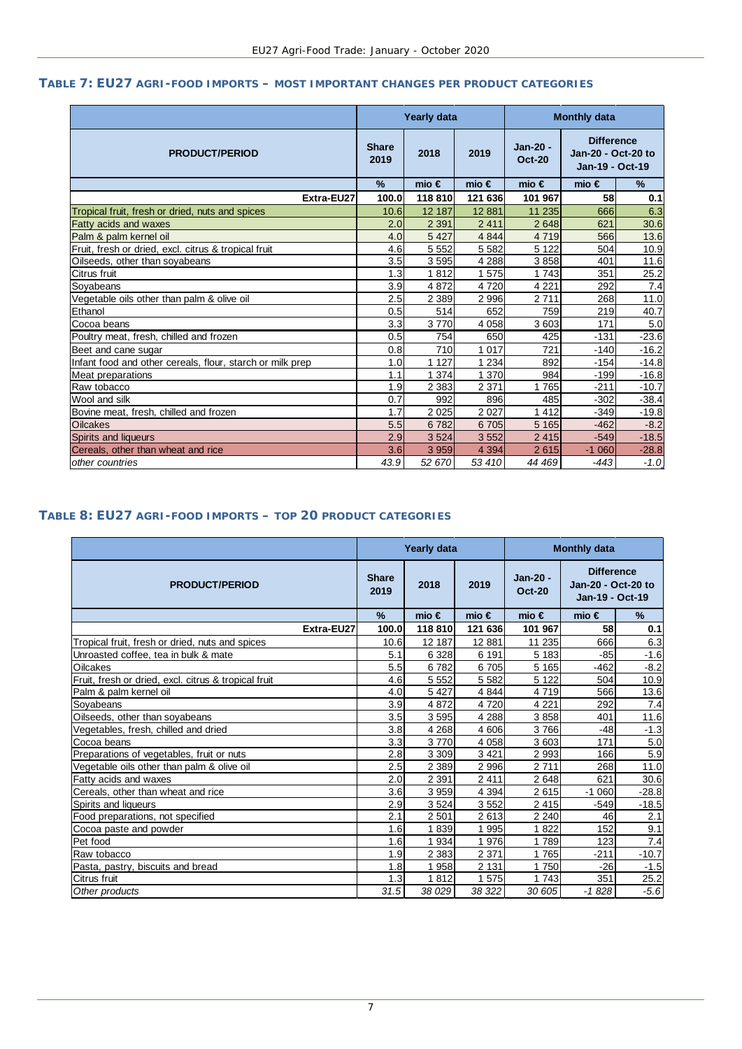### TABLE 7: EU27 AGRI-FOOD IMPORTS – MOST IMPORTANT CHANGES PER PRODUCT CATEGORIES

| PRODUCT/PERIOD | Yearly data | | | Monthly data | | |
|---|---|---|---|---|---|---|
| | Share 2019 | 2018 | 2019 | Jan-20 - Oct-20 | Difference Jan-20 - Oct-20 to Jan-19 - Oct-19 | |
| | % | mio € | mio € | mio € | mio € | % |
| **Extra-EU27** | **100.0** | **118 810** | **121 636** | **101 967** | **58** | **0.1** |
| Tropical fruit, fresh or dried, nuts and spices | 10.6 | 12 187 | 12 881 | 11 235 | 666 | 6.3 |
| Fatty acids and waxes | 2.0 | 2 391 | 2 411 | 2 648 | 621 | 30.6 |
| Palm & palm kernel oil | 4.0 | 5 427 | 4 844 | 4 719 | 566 | 13.6 |
| Fruit, fresh or dried, excl. citrus & tropical fruit | 4.6 | 5 552 | 5 582 | 5 122 | 504 | 10.9 |
| Oilseeds, other than soyabeans | 3.5 | 3 595 | 4 288 | 3 858 | 401 | 11.6 |
| Citrus fruit | 1.3 | 1 812 | 1 575 | 1 743 | 351 | 25.2 |
| Soyabeans | 3.9 | 4 872 | 4 720 | 4 221 | 292 | 7.4 |
| Vegetable oils other than palm & olive oil | 2.5 | 2 389 | 2 996 | 2 711 | 268 | 11.0 |
| Ethanol | 0.5 | 514 | 652 | 759 | 219 | 40.7 |
| Cocoa beans | 3.3 | 3 770 | 4 058 | 3 603 | 171 | 5.0 |
| Poultry meat, fresh, chilled and frozen | 0.5 | 754 | 650 | 425 | -131 | -23.6 |
| Beet and cane sugar | 0.8 | 710 | 1 017 | 721 | -140 | -16.2 |
| Infant food and other cereals, flour, starch or milk prep | 1.0 | 1 127 | 1 234 | 892 | -154 | -14.8 |
| Meat preparations | 1.1 | 1 374 | 1 370 | 984 | -199 | -16.8 |
| Raw tobacco | 1.9 | 2 383 | 2 371 | 1 765 | -211 | -10.7 |
| Wool and silk | 0.7 | 992 | 896 | 485 | -302 | -38.4 |
| Bovine meat, fresh, chilled and frozen | 1.7 | 2 025 | 2 027 | 1 412 | -349 | -19.8 |
| Oilcakes | 5.5 | 6 782 | 6 705 | 5 165 | -462 | -8.2 |
| Spirits and liqueurs | 2.9 | 3 524 | 3 552 | 2 415 | -549 | -18.5 |
| Cereals, other than wheat and rice | 3.6 | 3 959 | 4 394 | 2 615 | -1 060 | -28.8 |
| *other countries* | *43.9* | *52 670* | *53 410* | *44 469* | *-443* | *-1.0* |

### TABLE 8: EU27 AGRI-FOOD IMPORTS – TOP 20 PRODUCT CATEGORIES

| PRODUCT/PERIOD | Yearly data | | | Monthly data | | |
|---|---|---|---|---|---|---|
| | Share 2019 | 2018 | 2019 | Jan-20 - Oct-20 | Difference Jan-20 - Oct-20 to Jan-19 - Oct-19 | |
| | % | mio € | mio € | mio € | mio € | % |
| **Extra-EU27** | **100.0** | **118 810** | **121 636** | **101 967** | **58** | **0.1** |
| Tropical fruit, fresh or dried, nuts and spices | 10.6 | 12 187 | 12 881 | 11 235 | 666 | 6.3 |
| Unroasted coffee, tea in bulk & mate | 5.1 | 6 328 | 6 191 | 5 183 | -85 | -1.6 |
| Oilcakes | 5.5 | 6 782 | 6 705 | 5 165 | -462 | -8.2 |
| Fruit, fresh or dried, excl. citrus & tropical fruit | 4.6 | 5 552 | 5 582 | 5 122 | 504 | 10.9 |
| Palm & palm kernel oil | 4.0 | 5 427 | 4 844 | 4 719 | 566 | 13.6 |
| Soyabeans | 3.9 | 4 872 | 4 720 | 4 221 | 292 | 7.4 |
| Oilseeds, other than soyabeans | 3.5 | 3 595 | 4 288 | 3 858 | 401 | 11.6 |
| Vegetables, fresh, chilled and dried | 3.8 | 4 268 | 4 606 | 3 766 | -48 | -1.3 |
| Cocoa beans | 3.3 | 3 770 | 4 058 | 3 603 | 171 | 5.0 |
| Preparations of vegetables, fruit or nuts | 2.8 | 3 309 | 3 421 | 2 993 | 166 | 5.9 |
| Vegetable oils other than palm & olive oil | 2.5 | 2 389 | 2 996 | 2 711 | 268 | 11.0 |
| Fatty acids and waxes | 2.0 | 2 391 | 2 411 | 2 648 | 621 | 30.6 |
| Cereals, other than wheat and rice | 3.6 | 3 959 | 4 394 | 2 615 | -1 060 | -28.8 |
| Spirits and liqueurs | 2.9 | 3 524 | 3 552 | 2 415 | -549 | -18.5 |
| Food preparations, not specified | 2.1 | 2 501 | 2 613 | 2 240 | 46 | 2.1 |
| Cocoa paste and powder | 1.6 | 1 839 | 1 995 | 1 822 | 152 | 9.1 |
| Pet food | 1.6 | 1 934 | 1 976 | 1 789 | 123 | 7.4 |
| Raw tobacco | 1.9 | 2 383 | 2 371 | 1 765 | -211 | -10.7 |
| Pasta, pastry, biscuits and bread | 1.8 | 1 958 | 2 131 | 1 750 | -26 | -1.5 |
| Citrus fruit | 1.3 | 1 812 | 1 575 | 1 743 | 351 | 25.2 |
| *Other products* | *31.5* | *38 029* | *38 322* | *30 605* | *-1 828* | *-5.6* |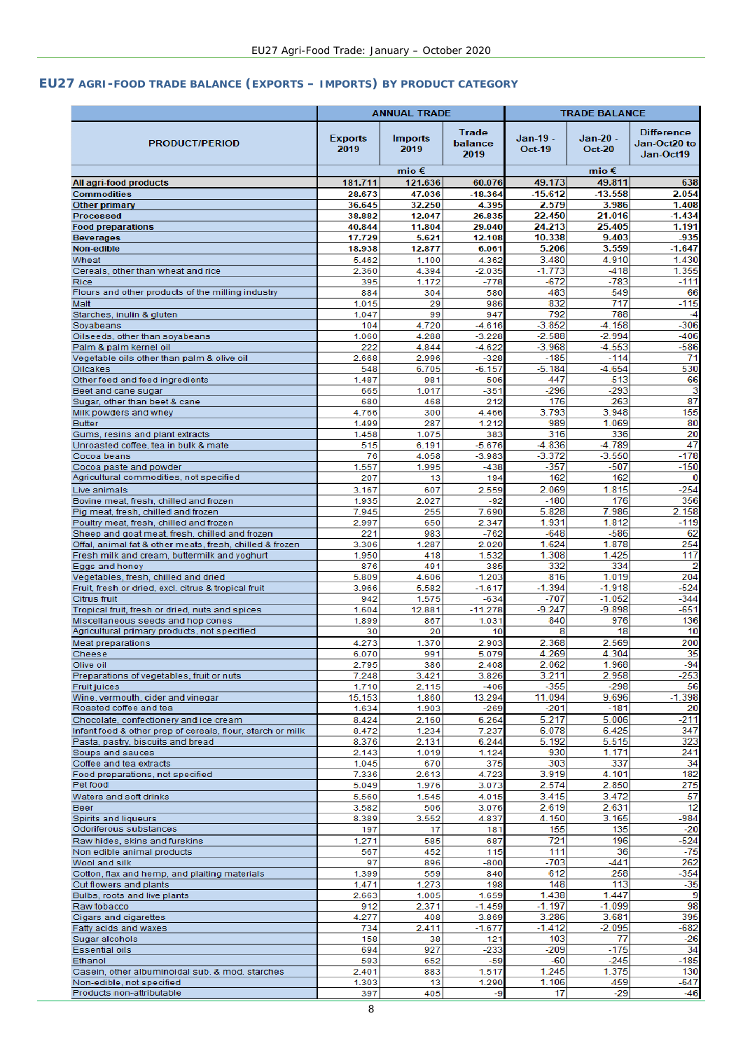## EU27 AGRI-FOOD TRADE BALANCE (EXPORTS – IMPORTS) BY PRODUCT CATEGORY

| PRODUCT/PERIOD | ANNUAL TRADE | | | TRADE BALANCE | | |
|---|---|---|---|---|---|---|
| | Exports 2019 | Imports 2019 | Trade balance 2019 | Jan-19 - Oct-19 | Jan-20 - Oct-20 | Difference Jan-Oct20 to Jan-Oct19 |
| | mio € | | | mio € | | |
| **All agri-food products** | **181.711** | **121.636** | **60.076** | **49.173** | **49.811** | **638** |
| **Commodities** | **28.673** | **47.036** | **-18.364** | **-15.612** | **-13.558** | **2.054** |
| **Other primary** | **36.645** | **32.250** | **4.395** | **2.579** | **3.986** | **1.408** |
| **Processed** | **38.882** | **12.047** | **26.835** | **22.450** | **21.016** | **-1.434** |
| **Food preparations** | **40.844** | **11.804** | **29.040** | **24.213** | **25.405** | **1.191** |
| **Beverages** | **17.729** | **5.621** | **12.108** | **10.338** | **9.403** | **-935** |
| **Non-edible** | **18.938** | **12.877** | **6.061** | **5.206** | **3.559** | **-1.647** |
| Wheat | 5.462 | 1.100 | 4.362 | 3.480 | 4.910 | 1.430 |
| Cereals, other than wheat and rice | 2.360 | 4.394 | -2.035 | -1.773 | -418 | 1.355 |
| Rice | 395 | 1.172 | -778 | -672 | -783 | -111 |
| Flours and other products of the milling industry | 884 | 304 | 580 | 483 | 549 | 66 |
| Malt | 1.015 | 29 | 986 | 832 | 717 | -115 |
| Starches, inulin & gluten | 1.047 | 99 | 947 | 792 | 788 | -4 |
| Soyabeans | 104 | 4.720 | -4.616 | -3.852 | -4.158 | -306 |
| Oilseeds, other than soyabeans | 1.060 | 4.288 | -3.228 | -2.588 | -2.994 | -406 |
| Palm & palm kernel oil | 222 | 4.844 | -4.622 | -3.968 | -4.553 | -586 |
| Vegetable oils other than palm & olive oil | 2.668 | 2.996 | -328 | -185 | -114 | 71 |
| Oilcakes | 548 | 6.705 | -6.157 | -5.184 | -4.654 | 530 |
| Other feed and feed ingredients | 1.487 | 981 | 506 | 447 | 513 | 66 |
| Beet and cane sugar | 665 | 1.017 | -351 | -296 | -293 | 3 |
| Sugar, other than beet & cane | 680 | 468 | 212 | 176 | 263 | 87 |
| Milk powders and whey | 4.766 | 300 | 4.466 | 3.793 | 3.948 | 155 |
| Butter | 1.499 | 287 | 1.212 | 989 | 1.069 | 80 |
| Gums, resins and plant extracts | 1.458 | 1.075 | 383 | 316 | 336 | 20 |
| Unroasted coffee, tea in bulk & mate | 515 | 6.191 | -5.676 | -4.836 | -4.789 | 47 |
| Cocoa beans | 76 | 4.058 | -3.983 | -3.372 | -3.550 | -178 |
| Cocoa paste and powder | 1.557 | 1.995 | -438 | -357 | -507 | -150 |
| Agricultural commodities, not specified | 207 | 13 | 194 | 162 | 162 | 0 |
| Live animals | 3.167 | 607 | 2.559 | 2.069 | 1.815 | -254 |
| Bovine meat, fresh, chilled and frozen | 1.935 | 2.027 | -92 | -180 | 176 | 356 |
| Pig meat, fresh, chilled and frozen | 7.945 | 255 | 7.690 | 5.828 | 7.986 | 2.158 |
| Poultry meat, fresh, chilled and frozen | 2.997 | 650 | 2.347 | 1.931 | 1.812 | -119 |
| Sheep and goat meat, fresh, chilled and frozen | 221 | 983 | -762 | -648 | -586 | 62 |
| Offal, animal fat & other meats, fresh, chilled & frozen | 3.306 | 1.287 | 2.020 | 1.624 | 1.878 | 254 |
| Fresh milk and cream, buttermilk and yoghurt | 1.950 | 418 | 1.532 | 1.308 | 1.425 | 117 |
| Eggs and honey | 876 | 491 | 385 | 332 | 334 | 2 |
| Vegetables, fresh, chilled and dried | 5.809 | 4.606 | 1.203 | 816 | 1.019 | 204 |
| Fruit, fresh or dried, excl. citrus & tropical fruit | 3.966 | 5.582 | -1.617 | -1.394 | -1.918 | -524 |
| Citrus fruit | 942 | 1.575 | -634 | -707 | -1.052 | -344 |
| Tropical fruit, fresh or dried, nuts and spices | 1.604 | 12.881 | -11.278 | -9.247 | -9.898 | -651 |
| Miscellaneous seeds and hop cones | 1.899 | 867 | 1.031 | 840 | 976 | 136 |
| Agricultural primary products, not specified | 30 | 20 | 10 | 8 | 18 | 10 |
| Meat preparations | 4.273 | 1.370 | 2.903 | 2.368 | 2.569 | 200 |
| Cheese | 6.070 | 991 | 5.079 | 4.269 | 4.304 | 35 |
| Olive oil | 2.795 | 386 | 2.408 | 2.062 | 1.968 | -94 |
| Preparations of vegetables, fruit or nuts | 7.248 | 3.421 | 3.826 | 3.211 | 2.958 | -253 |
| Fruit juices | 1.710 | 2.115 | -406 | -355 | -298 | 56 |
| Wine, vermouth, cider and vinegar | 15.153 | 1.860 | 13.294 | 11.094 | 9.696 | -1.398 |
| Roasted coffee and tea | 1.634 | 1.903 | -269 | -201 | -181 | 20 |
| Chocolate, confectionery and ice cream | 8.424 | 2.160 | 6.264 | 5.217 | 5.006 | -211 |
| Infant food & other prep of cereals, flour, starch or milk | 8.472 | 1.234 | 7.237 | 6.078 | 6.425 | 347 |
| Pasta, pastry, biscuits and bread | 8.376 | 2.131 | 6.244 | 5.192 | 5.515 | 323 |
| Soups and sauces | 2.143 | 1.019 | 1.124 | 930 | 1.171 | 241 |
| Coffee and tea extracts | 1.045 | 670 | 375 | 303 | 337 | 34 |
| Food preparations, not specified | 7.336 | 2.613 | 4.723 | 3.919 | 4.101 | 182 |
| Pet food | 5.049 | 1.976 | 3.073 | 2.574 | 2.850 | 275 |
| Waters and soft drinks | 5.560 | 1.545 | 4.015 | 3.415 | 3.472 | 57 |
| Beer | 3.582 | 506 | 3.076 | 2.619 | 2.631 | 12 |
| Spirits and liqueurs | 8.389 | 3.552 | 4.837 | 4.150 | 3.165 | -984 |
| Odoriferous substances | 197 | 17 | 181 | 155 | 135 | -20 |
| Raw hides, skins and furskins | 1.271 | 585 | 687 | 721 | 196 | -524 |
| Non edible animal products | 567 | 452 | 115 | 111 | 36 | -75 |
| Wool and silk | 97 | 896 | -800 | -703 | -441 | 262 |
| Cotton, flax and hemp, and plaiting materials | 1.399 | 559 | 840 | 612 | 258 | -354 |
| Cut flowers and plants | 1.471 | 1.273 | 198 | 148 | 113 | -35 |
| Bulbs, roots and live plants | 2.663 | 1.005 | 1.659 | 1.438 | 1.447 | 9 |
| Raw tobacco | 912 | 2.371 | -1.459 | -1.197 | -1.099 | 98 |
| Cigars and cigarettes | 4.277 | 408 | 3.869 | 3.286 | 3.681 | 395 |
| Fatty acids and waxes | 734 | 2.411 | -1.677 | -1.412 | -2.095 | -682 |
| Sugar alcohols | 158 | 38 | 121 | 103 | 77 | -26 |
| Essential oils | 694 | 927 | -233 | -209 | -175 | 34 |
| Ethanol | 593 | 652 | -59 | -60 | -245 | -186 |
| Casein, other albuminoidal sub. & mod. starches | 2.401 | 883 | 1.517 | 1.245 | 1.375 | 130 |
| Non-edible, not specified | 1.303 | 13 | 1.290 | 1.106 | 459 | -647 |
| Products non-attributable | 397 | 405 | -9 | 17 | -29 | -46 |